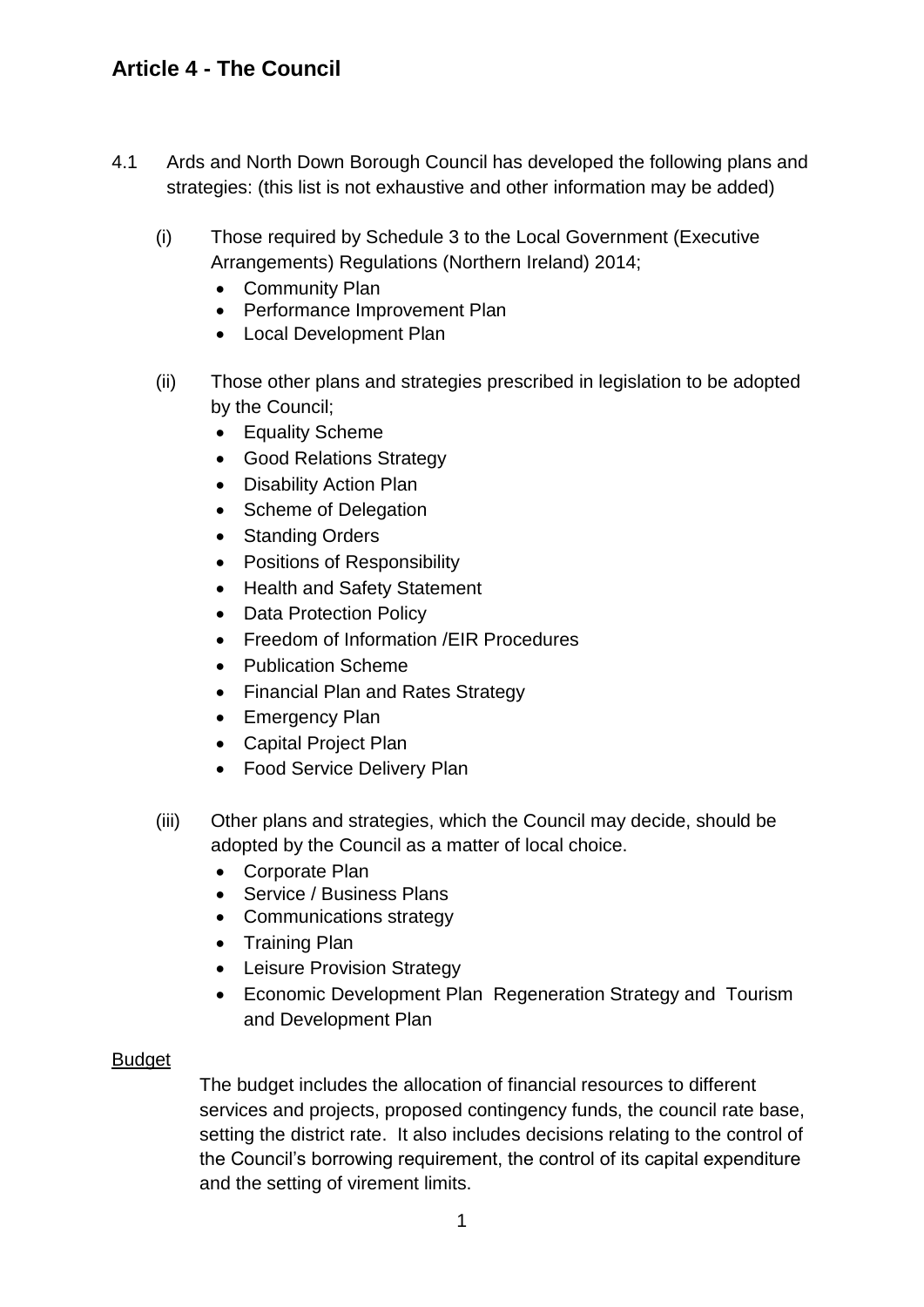## Article 4 - The Council

4.1 Ards and North Down Borough Council has developed the following plans and strategies: (this list is not exhaustive and other information may be added)

(i) Those required by Schedule 3 to the Local Government (Executive Arrangements) Regulations (Northern Ireland) 2014;

- Community Plan
- Performance Improvement Plan
- Local Development Plan

(ii) Those other plans and strategies prescribed in legislation to be adopted by the Council;

- Equality Scheme
- Good Relations Strategy
- Disability Action Plan
- Scheme of Delegation
- Standing Orders
- Positions of Responsibility
- Health and Safety Statement
- Data Protection Policy
- Freedom of Information /EIR Procedures
- Publication Scheme
- Financial Plan and Rates Strategy
- Emergency Plan
- Capital Project Plan
- Food Service Delivery Plan

(iii) Other plans and strategies, which the Council may decide, should be adopted by the Council as a matter of local choice.

- Corporate Plan
- Service / Business Plans
- Communications strategy
- Training Plan
- Leisure Provision Strategy
- Economic Development Plan Regeneration Strategy and Tourism and Development Plan

Budget

The budget includes the allocation of financial resources to different services and projects, proposed contingency funds, the council rate base, setting the district rate. It also includes decisions relating to the control of the Council's borrowing requirement, the control of its capital expenditure and the setting of virement limits.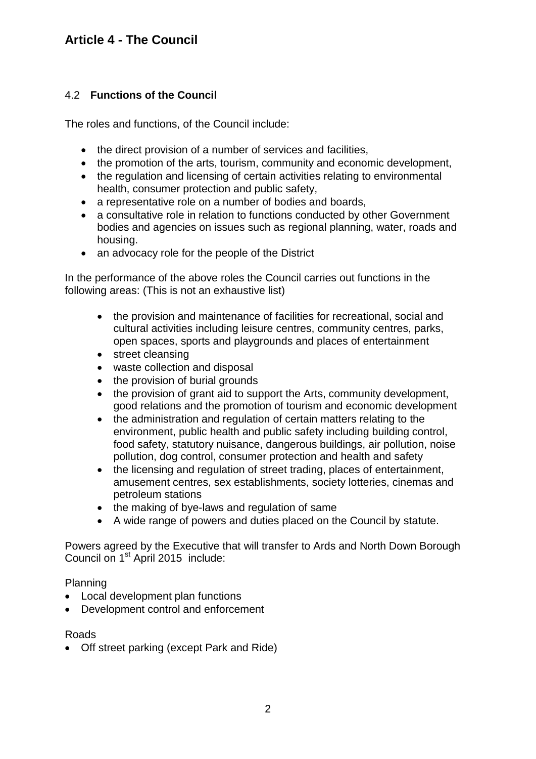# Article 4 - The Council

## 4.2 **Functions of the Council**

The roles and functions, of the Council include:

- the direct provision of a number of services and facilities,
- the promotion of the arts, tourism, community and economic development,
- the regulation and licensing of certain activities relating to environmental health, consumer protection and public safety,
- a representative role on a number of bodies and boards,
- a consultative role in relation to functions conducted by other Government bodies and agencies on issues such as regional planning, water, roads and housing.
- an advocacy role for the people of the District

In the performance of the above roles the Council carries out functions in the following areas: (This is not an exhaustive list)

- the provision and maintenance of facilities for recreational, social and cultural activities including leisure centres, community centres, parks, open spaces, sports and playgrounds and places of entertainment
- street cleansing
- waste collection and disposal
- the provision of burial grounds
- the provision of grant aid to support the Arts, community development, good relations and the promotion of tourism and economic development
- the administration and regulation of certain matters relating to the environment, public health and public safety including building control, food safety, statutory nuisance, dangerous buildings, air pollution, noise pollution, dog control, consumer protection and health and safety
- the licensing and regulation of street trading, places of entertainment, amusement centres, sex establishments, society lotteries, cinemas and petroleum stations
- the making of bye-laws and regulation of same
- A wide range of powers and duties placed on the Council by statute.

Powers agreed by the Executive that will transfer to Ards and North Down Borough Council on 1st April 2015 include:

Planning

- Local development plan functions
- Development control and enforcement

Roads

- Off street parking (except Park and Ride)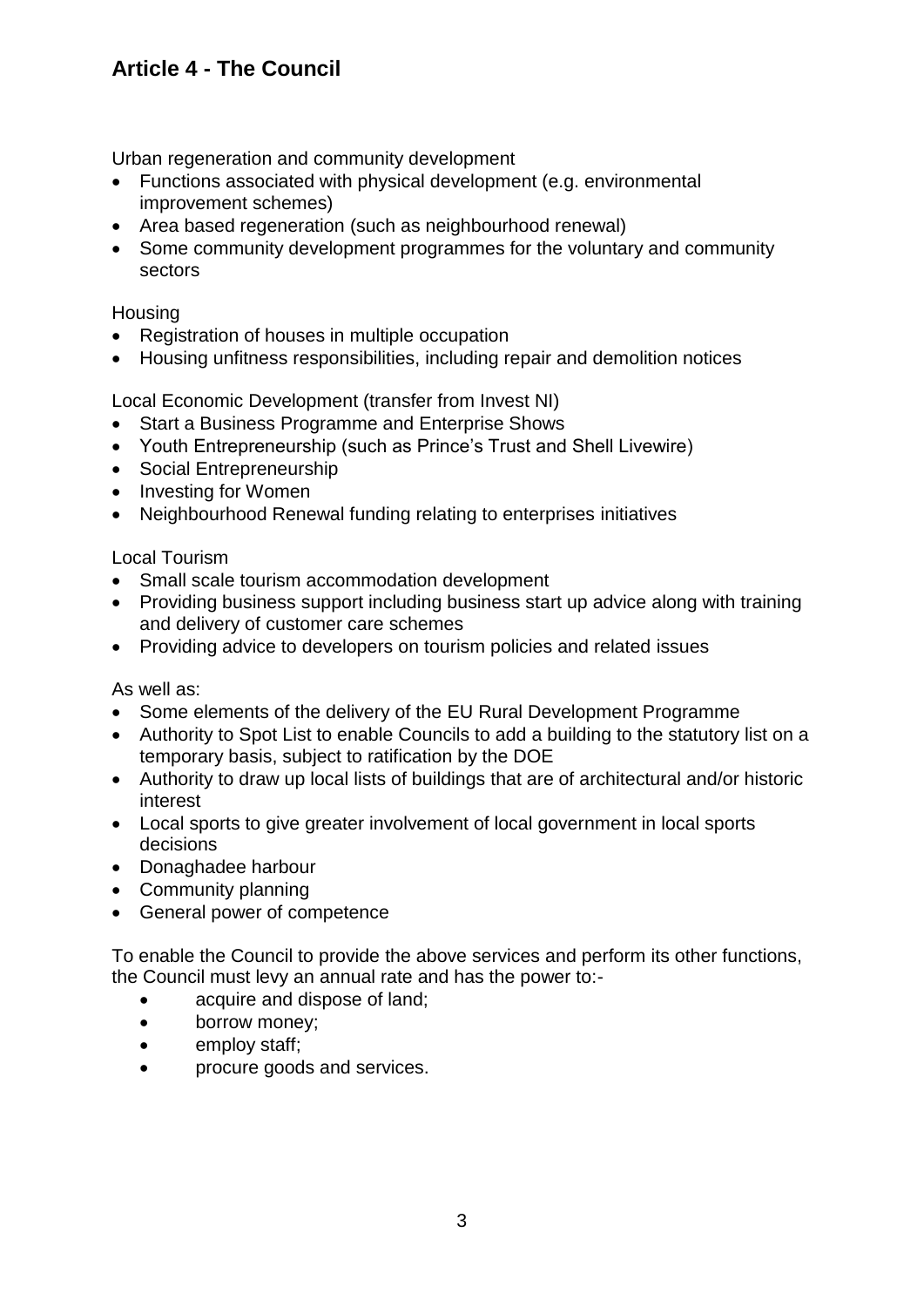## Article 4 - The Council

Urban regeneration and community development

- Functions associated with physical development (e.g. environmental improvement schemes)
- Area based regeneration (such as neighbourhood renewal)
- Some community development programmes for the voluntary and community sectors

Housing

- Registration of houses in multiple occupation
- Housing unfitness responsibilities, including repair and demolition notices

Local Economic Development (transfer from Invest NI)

- Start a Business Programme and Enterprise Shows
- Youth Entrepreneurship (such as Prince's Trust and Shell Livewire)
- Social Entrepreneurship
- Investing for Women
- Neighbourhood Renewal funding relating to enterprises initiatives

Local Tourism

- Small scale tourism accommodation development
- Providing business support including business start up advice along with training and delivery of customer care schemes
- Providing advice to developers on tourism policies and related issues

As well as:

- Some elements of the delivery of the EU Rural Development Programme
- Authority to Spot List to enable Councils to add a building to the statutory list on a temporary basis, subject to ratification by the DOE
- Authority to draw up local lists of buildings that are of architectural and/or historic interest
- Local sports to give greater involvement of local government in local sports decisions
- Donaghadee harbour
- Community planning
- General power of competence

To enable the Council to provide the above services and perform its other functions, the Council must levy an annual rate and has the power to:-

- acquire and dispose of land;
- borrow money;
- employ staff;
- procure goods and services.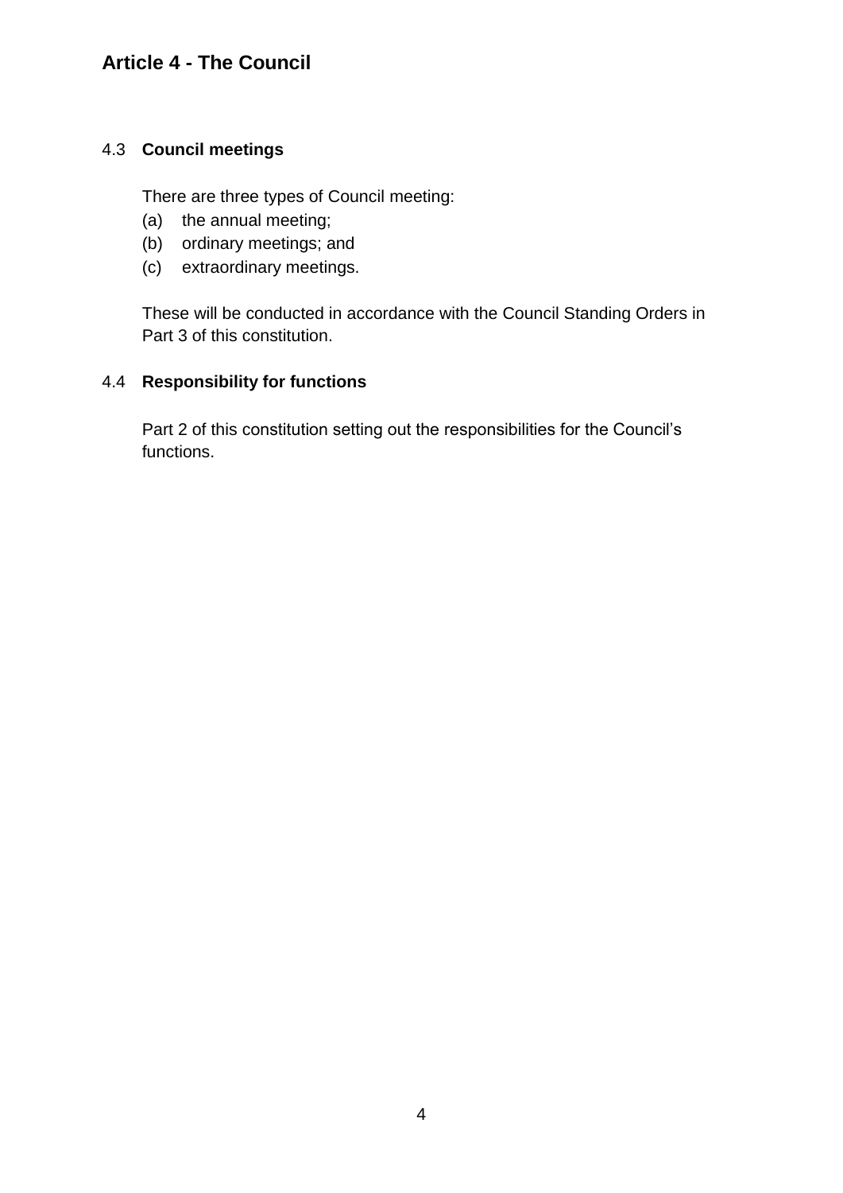## Article 4 - The Council

### 4.3 Council meetings

There are three types of Council meeting:

(a) the annual meeting;
(b) ordinary meetings; and
(c) extraordinary meetings.

These will be conducted in accordance with the Council Standing Orders in Part 3 of this constitution.

### 4.4 Responsibility for functions

Part 2 of this constitution setting out the responsibilities for the Council's functions.